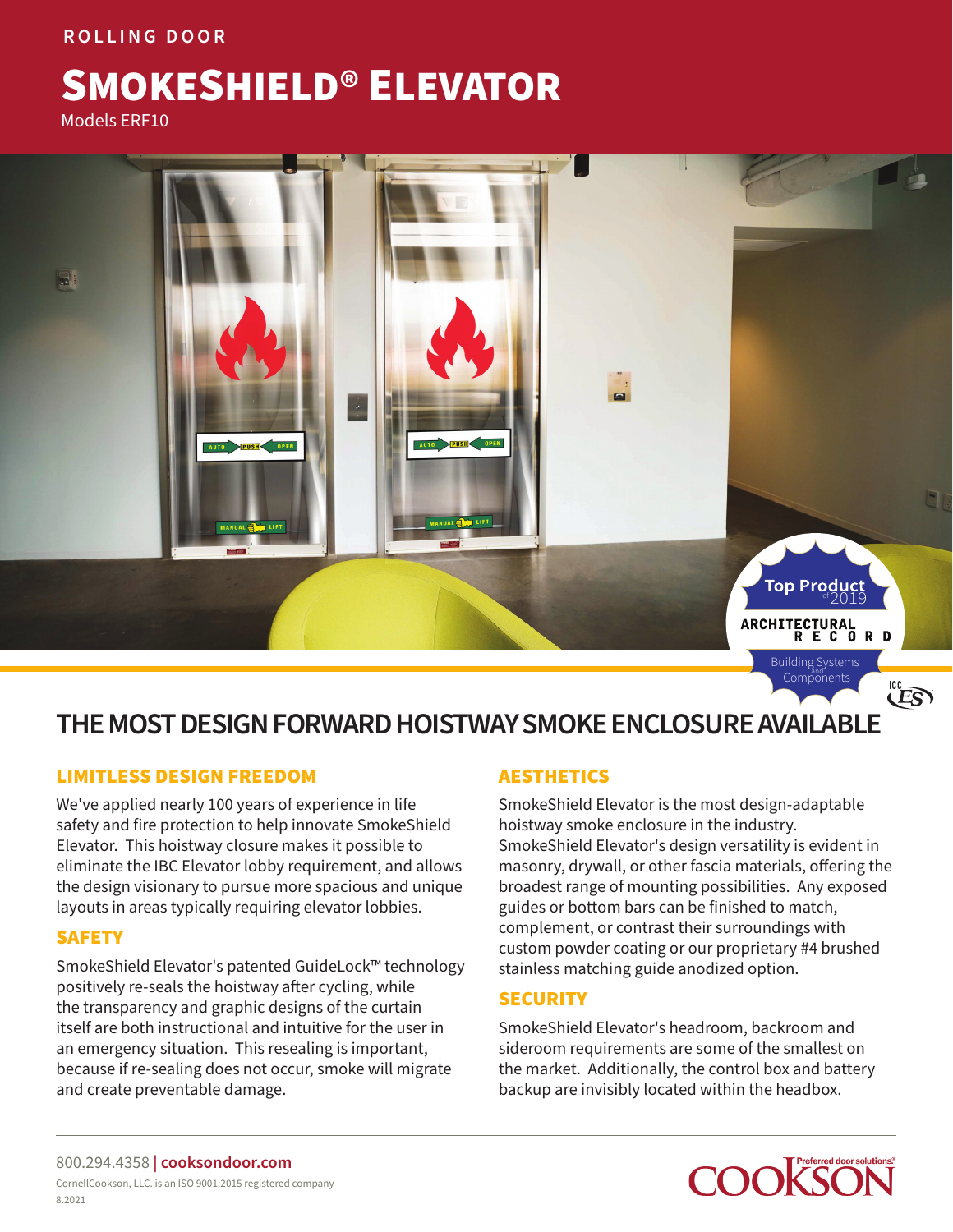ROLLING DOOR

# SMOKESHIELD® ELEVATOR

Models ERF10

Top Product of 2019 — ARCHITECTURAL RECORD — Building Systems and Components

## THE MOST DESIGN FORWARD HOISTWAY SMOKE ENCLOSURE AVAILABLE

### LIMITLESS DESIGN FREEDOM

We've applied nearly 100 years of experience in life safety and fire protection to help innovate SmokeShield Elevator. This hoistway closure makes it possible to eliminate the IBC Elevator lobby requirement, and allows the design visionary to pursue more spacious and unique layouts in areas typically requiring elevator lobbies.

### SAFETY

SmokeShield Elevator's patented GuideLock™ technology positively re-seals the hoistway after cycling, while the transparency and graphic designs of the curtain itself are both instructional and intuitive for the user in an emergency situation. This resealing is important, because if re-sealing does not occur, smoke will migrate and create preventable damage.

### AESTHETICS

SmokeShield Elevator is the most design-adaptable hoistway smoke enclosure in the industry. SmokeShield Elevator's design versatility is evident in masonry, drywall, or other fascia materials, offering the broadest range of mounting possibilities. Any exposed guides or bottom bars can be finished to match, complement, or contrast their surroundings with custom powder coating or our proprietary #4 brushed stainless matching guide anodized option.

### SECURITY

SmokeShield Elevator's headroom, backroom and sideroom requirements are some of the smallest on the market. Additionally, the control box and battery backup are invisibly located within the headbox.

800.294.4358 | **cooksondoor.com**

CornellCookson, LLC. is an ISO 9001:2015 registered company

8.2021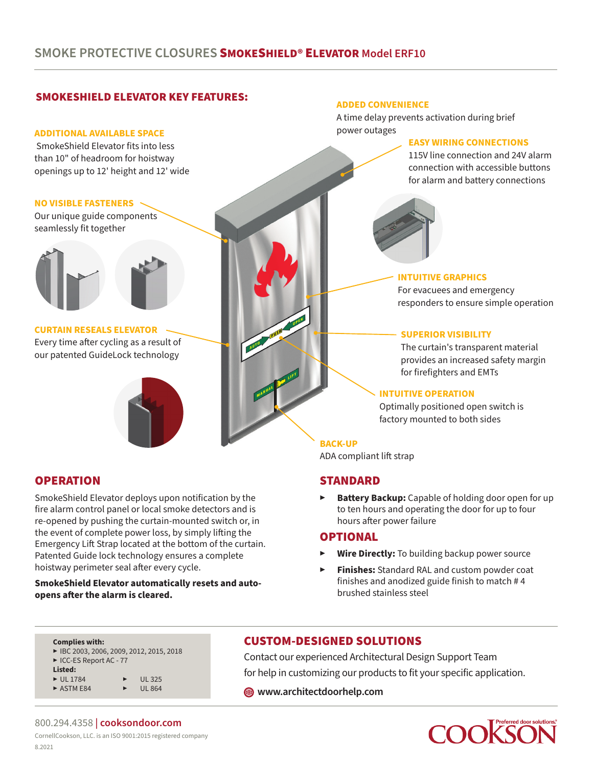# SMOKE PROTECTIVE CLOSURES SMOKESHIELD® ELEVATOR Model ERF10

## SMOKESHIELD ELEVATOR KEY FEATURES:

**ADDITIONAL AVAILABLE SPACE**
SmokeShield Elevator fits into less than 10" of headroom for hoistway openings up to 12' height and 12' wide

**NO VISIBLE FASTENERS**
Our unique guide components seamlessly fit together

**CURTAIN RESEALS ELEVATOR**
Every time after cycling as a result of our patented GuideLock technology

**ADDED CONVENIENCE**
A time delay prevents activation during brief power outages

**EASY WIRING CONNECTIONS**
115V line connection and 24V alarm connection with accessible buttons for alarm and battery connections

**INTUITIVE GRAPHICS**
For evacuees and emergency responders to ensure simple operation

**SUPERIOR VISIBILITY**
The curtain's transparent material provides an increased safety margin for firefighters and EMTs

**INTUITIVE OPERATION**
Optimally positioned open switch is factory mounted to both sides

**BACK-UP**
ADA compliant lift strap

## OPERATION

SmokeShield Elevator deploys upon notification by the fire alarm control panel or local smoke detectors and is re-opened by pushing the curtain-mounted switch or, in the event of complete power loss, by simply lifting the Emergency Lift Strap located at the bottom of the curtain. Patented Guide lock technology ensures a complete hoistway perimeter seal after every cycle.

**SmokeShield Elevator automatically resets and auto-opens after the alarm is cleared.**

## STANDARD

- **Battery Backup:** Capable of holding door open for up to ten hours and operating the door for up to four hours after power failure

## OPTIONAL

- **Wire Directly:** To building backup power source
- **Finishes:** Standard RAL and custom powder coat finishes and anodized guide finish to match # 4 brushed stainless steel

**Complies with:**
- IBC 2003, 2006, 2009, 2012, 2015, 2018
- ICC-ES Report AC - 77

**Listed:**
- UL 1784
- ASTM E84
- UL 325
- UL 864

## CUSTOM-DESIGNED SOLUTIONS

Contact our experienced Architectural Design Support Team for help in customizing our products to fit your specific application.

www.architectdoorhelp.com

800.294.4358 | cooksondoor.com

CornellCookson, LLC. is an ISO 9001:2015 registered company

8.2021

COOKSON Preferred door solutions®